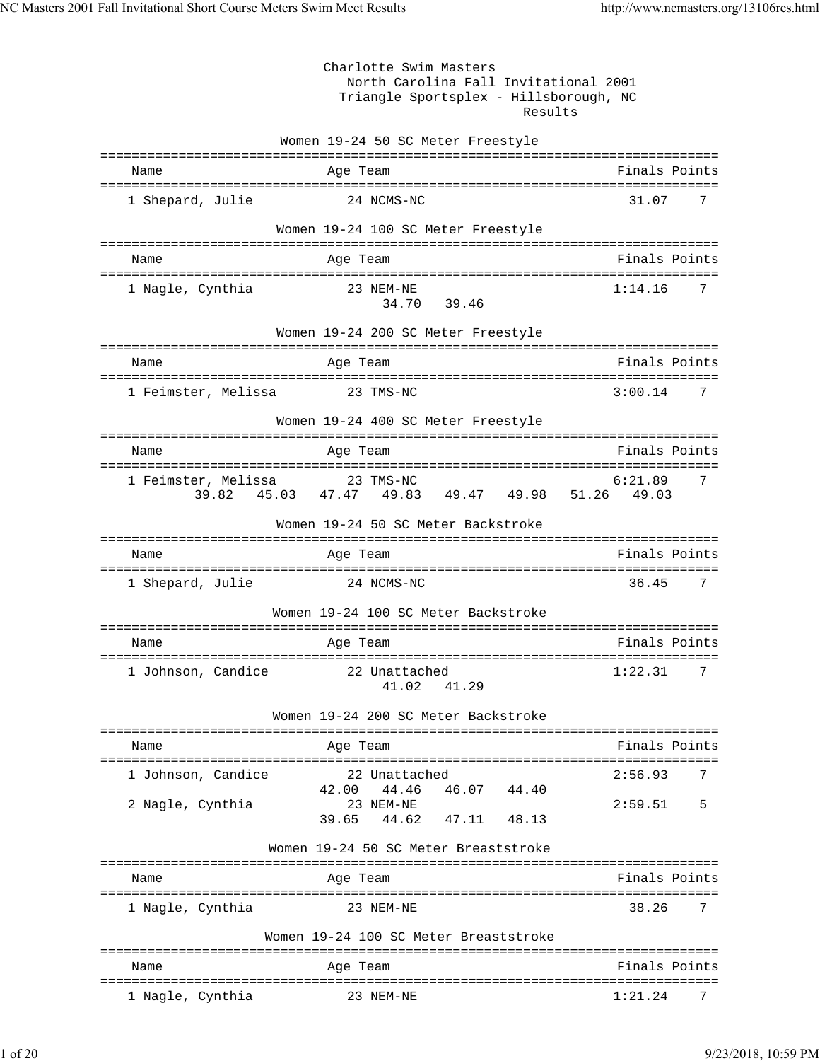Charlotte Swim Masters
North Carolina Fall Invitational 2001
Triangle Sportsplex - Hillsborough, NC
Results

### Women 19-24 50 SC Meter Freestyle

| | Name | Age | Team | Finals | Points |
|---|---|---|---|---|---|
| 1 | Shepard, Julie | 24 | NCMS-NC | 31.07 | 7 |

### Women 19-24 100 SC Meter Freestyle

| | Name | Age | Team | Finals | Points |
|---|---|---|---|---|---|
| 1 | Nagle, Cynthia | 23 | NEM-NE | 1:14.16 | 7 |
| | 34.70  39.46 | | | | |

### Women 19-24 200 SC Meter Freestyle

| | Name | Age | Team | Finals | Points |
|---|---|---|---|---|---|
| 1 | Feimster, Melissa | 23 | TMS-NC | 3:00.14 | 7 |

### Women 19-24 400 SC Meter Freestyle

| | Name | Age | Team | Finals | Points |
|---|---|---|---|---|---|
| 1 | Feimster, Melissa | 23 | TMS-NC | 6:21.89 | 7 |
| | 39.82  45.03  47.47  49.83  49.47  49.98  51.26  49.03 | | | | |

### Women 19-24 50 SC Meter Backstroke

| | Name | Age | Team | Finals | Points |
|---|---|---|---|---|---|
| 1 | Shepard, Julie | 24 | NCMS-NC | 36.45 | 7 |

### Women 19-24 100 SC Meter Backstroke

| | Name | Age | Team | Finals | Points |
|---|---|---|---|---|---|
| 1 | Johnson, Candice | 22 | Unattached | 1:22.31 | 7 |
| | 41.02  41.29 | | | | |

### Women 19-24 200 SC Meter Backstroke

| | Name | Age | Team | Finals | Points |
|---|---|---|---|---|---|
| 1 | Johnson, Candice | 22 | Unattached | 2:56.93 | 7 |
| | 42.00  44.46  46.07  44.40 | | | | |
| 2 | Nagle, Cynthia | 23 | NEM-NE | 2:59.51 | 5 |
| | 39.65  44.62  47.11  48.13 | | | | |

### Women 19-24 50 SC Meter Breaststroke

| | Name | Age | Team | Finals | Points |
|---|---|---|---|---|---|
| 1 | Nagle, Cynthia | 23 | NEM-NE | 38.26 | 7 |

### Women 19-24 100 SC Meter Breaststroke

| | Name | Age | Team | Finals | Points |
|---|---|---|---|---|---|
| 1 | Nagle, Cynthia | 23 | NEM-NE | 1:21.24 | 7 |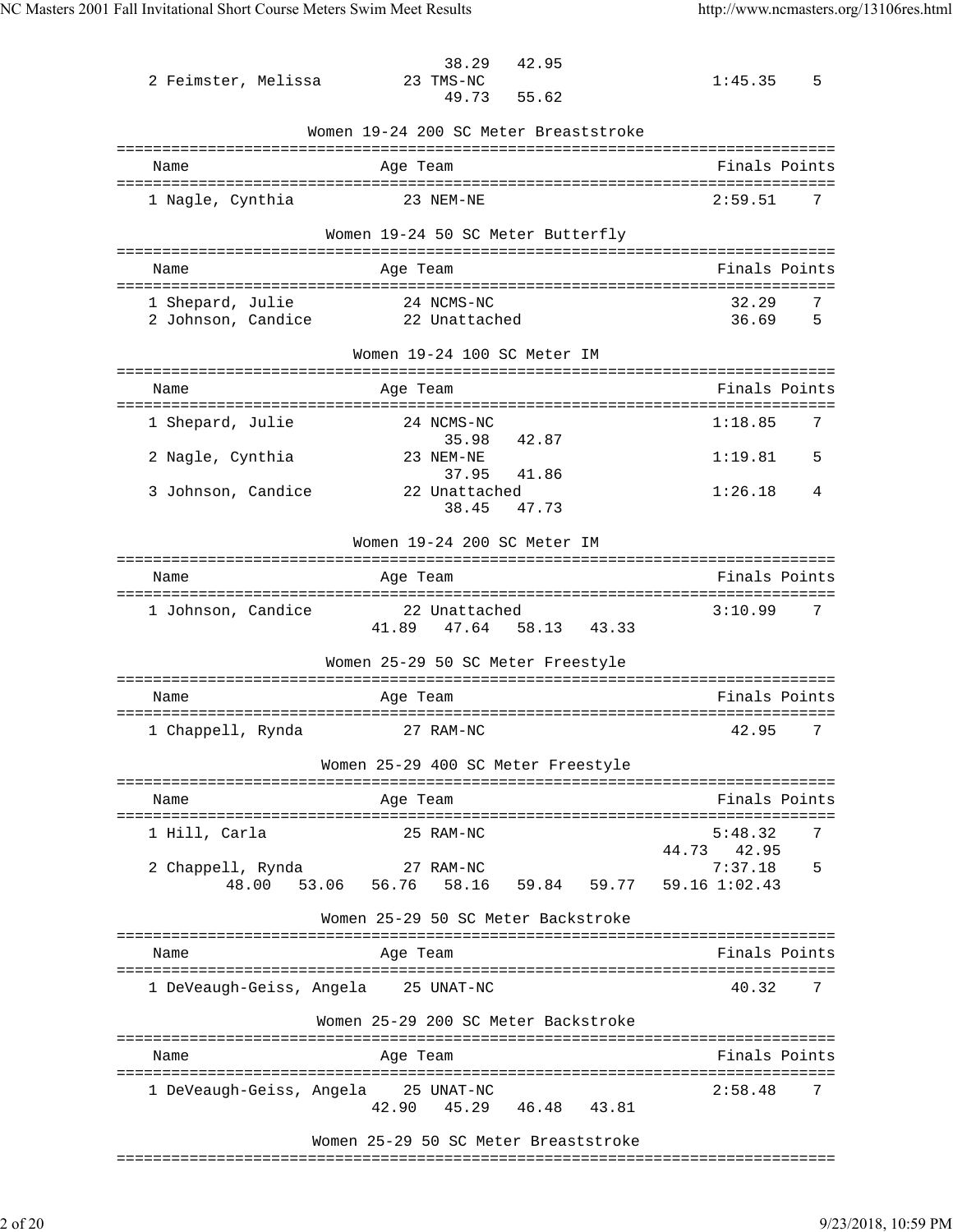| | | | | |
|---|---|---|---|---|
| | | 38.29 42.95 | | |
| 2 Feimster, Melissa | 23 TMS-NC | | 1:45.35 | 5 |
| | | 49.73 55.62 | | |

### Women 19-24 200 SC Meter Breaststroke

| Name | Age | Team | Finals | Points |
|---|---|---|---|---|
| 1 Nagle, Cynthia | 23 | NEM-NE | 2:59.51 | 7 |

### Women 19-24 50 SC Meter Butterfly

| Name | Age | Team | Finals | Points |
|---|---|---|---|---|
| 1 Shepard, Julie | 24 | NCMS-NC | 32.29 | 7 |
| 2 Johnson, Candice | 22 | Unattached | 36.69 | 5 |

### Women 19-24 100 SC Meter IM

| Name | Age | Team | Finals | Points |
|---|---|---|---|---|
| 1 Shepard, Julie | 24 | NCMS-NC | 1:18.85 | 7 |
| | | 35.98 42.87 | | |
| 2 Nagle, Cynthia | 23 | NEM-NE | 1:19.81 | 5 |
| | | 37.95 41.86 | | |
| 3 Johnson, Candice | 22 | Unattached | 1:26.18 | 4 |
| | | 38.45 47.73 | | |

### Women 19-24 200 SC Meter IM

| Name | Age | Team | Finals | Points |
|---|---|---|---|---|
| 1 Johnson, Candice | 22 | Unattached | 3:10.99 | 7 |
| | | 41.89 47.64 58.13 43.33 | | |

### Women 25-29 50 SC Meter Freestyle

| Name | Age | Team | Finals | Points |
|---|---|---|---|---|
| 1 Chappell, Rynda | 27 | RAM-NC | 42.95 | 7 |

### Women 25-29 400 SC Meter Freestyle

| Name | Age | Team | Finals | Points |
|---|---|---|---|---|
| 1 Hill, Carla | 25 | RAM-NC | 5:48.32 | 7 |
| | | 44.73 42.95 | | |
| 2 Chappell, Rynda | 27 | RAM-NC | 7:37.18 | 5 |
| | | 48.00 53.06 56.76 58.16 59.84 59.77 59.16 1:02.43 | | |

### Women 25-29 50 SC Meter Backstroke

| Name | Age | Team | Finals | Points |
|---|---|---|---|---|
| 1 DeVeaugh-Geiss, Angela | 25 | UNAT-NC | 40.32 | 7 |

### Women 25-29 200 SC Meter Backstroke

| Name | Age | Team | Finals | Points |
|---|---|---|---|---|
| 1 DeVeaugh-Geiss, Angela | 25 | UNAT-NC | 2:58.48 | 7 |
| | | 42.90 45.29 46.48 43.81 | | |

### Women 25-29 50 SC Meter Breaststroke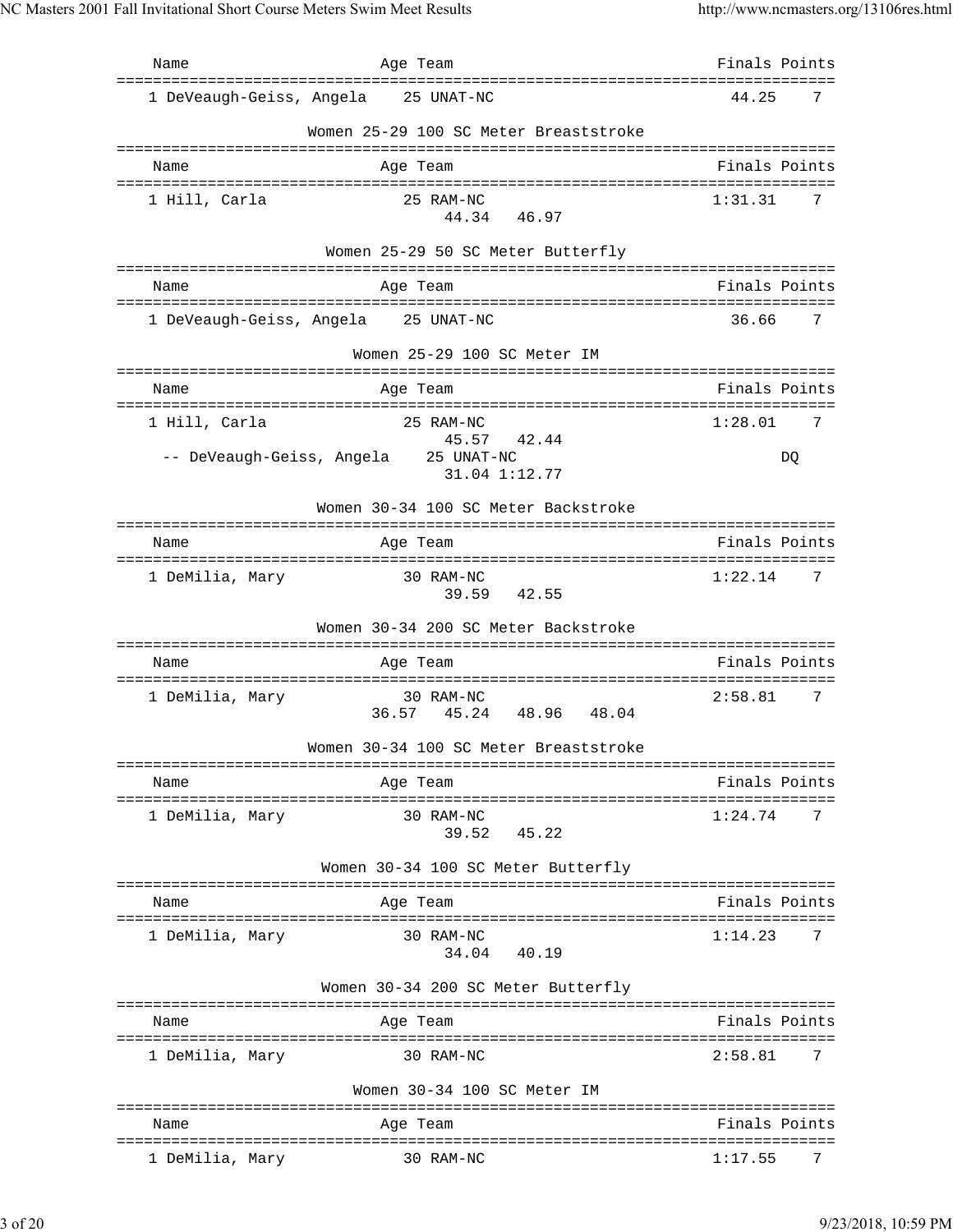| Name | Age | Team | Finals | Points |
|---|---|---|---|---|
| 1 DeVeaugh-Geiss, Angela | 25 | UNAT-NC | 44.25 | 7 |

## Women 25-29 100 SC Meter Breaststroke

| Name | Age | Team | Finals | Points |
|---|---|---|---|---|
| 1 Hill, Carla | 25 | RAM-NC | 1:31.31 | 7 |
| | | 44.34 46.97 | | |

## Women 25-29 50 SC Meter Butterfly

| Name | Age | Team | Finals | Points |
|---|---|---|---|---|
| 1 DeVeaugh-Geiss, Angela | 25 | UNAT-NC | 36.66 | 7 |

## Women 25-29 100 SC Meter IM

| Name | Age | Team | Finals | Points |
|---|---|---|---|---|
| 1 Hill, Carla | 25 | RAM-NC | 1:28.01 | 7 |
| | | 45.57 42.44 | | |
| -- DeVeaugh-Geiss, Angela | 25 | UNAT-NC | DQ | |
| | | 31.04 1:12.77 | | |

## Women 30-34 100 SC Meter Backstroke

| Name | Age | Team | Finals | Points |
|---|---|---|---|---|
| 1 DeMilia, Mary | 30 | RAM-NC | 1:22.14 | 7 |
| | | 39.59 42.55 | | |

## Women 30-34 200 SC Meter Backstroke

| Name | Age | Team | Finals | Points |
|---|---|---|---|---|
| 1 DeMilia, Mary | 30 | RAM-NC | 2:58.81 | 7 |
| | | 36.57 45.24 48.96 48.04 | | |

## Women 30-34 100 SC Meter Breaststroke

| Name | Age | Team | Finals | Points |
|---|---|---|---|---|
| 1 DeMilia, Mary | 30 | RAM-NC | 1:24.74 | 7 |
| | | 39.52 45.22 | | |

## Women 30-34 100 SC Meter Butterfly

| Name | Age | Team | Finals | Points |
|---|---|---|---|---|
| 1 DeMilia, Mary | 30 | RAM-NC | 1:14.23 | 7 |
| | | 34.04 40.19 | | |

## Women 30-34 200 SC Meter Butterfly

| Name | Age | Team | Finals | Points |
|---|---|---|---|---|
| 1 DeMilia, Mary | 30 | RAM-NC | 2:58.81 | 7 |

## Women 30-34 100 SC Meter IM

| Name | Age | Team | Finals | Points |
|---|---|---|---|---|
| 1 DeMilia, Mary | 30 | RAM-NC | 1:17.55 | 7 |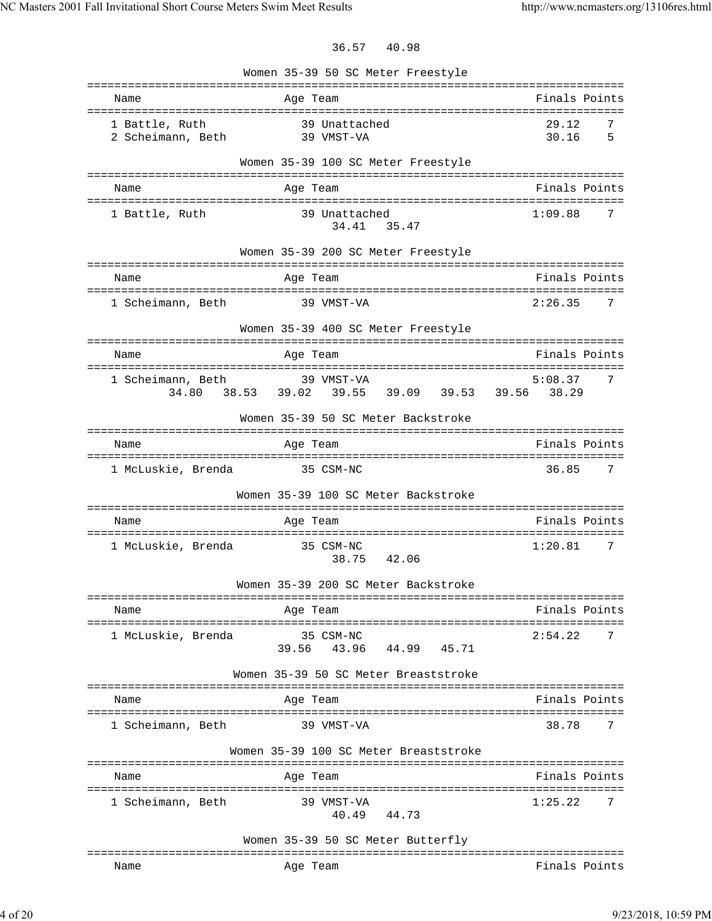36.57 40.98

### Women 35-39 50 SC Meter Freestyle

| Name | Age | Team | Finals | Points |
|---|---|---|---|---|
| 1 Battle, Ruth | 39 | Unattached | 29.12 | 7 |
| 2 Scheimann, Beth | 39 | VMST-VA | 30.16 | 5 |

### Women 35-39 100 SC Meter Freestyle

| Name | Age | Team | Finals | Points |
|---|---|---|---|---|
| 1 Battle, Ruth | 39 | Unattached | 1:09.88 | 7 |
| | | 34.41 35.47 | | |

### Women 35-39 200 SC Meter Freestyle

| Name | Age | Team | Finals | Points |
|---|---|---|---|---|
| 1 Scheimann, Beth | 39 | VMST-VA | 2:26.35 | 7 |

### Women 35-39 400 SC Meter Freestyle

| Name | Age | Team | Finals | Points |
|---|---|---|---|---|
| 1 Scheimann, Beth | 39 | VMST-VA | 5:08.37 | 7 |
| 34.80 38.53 39.02 39.55 39.09 39.53 39.56 38.29 | | | | |

### Women 35-39 50 SC Meter Backstroke

| Name | Age | Team | Finals | Points |
|---|---|---|---|---|
| 1 McLuskie, Brenda | 35 | CSM-NC | 36.85 | 7 |

### Women 35-39 100 SC Meter Backstroke

| Name | Age | Team | Finals | Points |
|---|---|---|---|---|
| 1 McLuskie, Brenda | 35 | CSM-NC | 1:20.81 | 7 |
| | | 38.75 42.06 | | |

### Women 35-39 200 SC Meter Backstroke

| Name | Age | Team | Finals | Points |
|---|---|---|---|---|
| 1 McLuskie, Brenda | 35 | CSM-NC | 2:54.22 | 7 |
| | | 39.56 43.96 44.99 45.71 | | |

### Women 35-39 50 SC Meter Breaststroke

| Name | Age | Team | Finals | Points |
|---|---|---|---|---|
| 1 Scheimann, Beth | 39 | VMST-VA | 38.78 | 7 |

### Women 35-39 100 SC Meter Breaststroke

| Name | Age | Team | Finals | Points |
|---|---|---|---|---|
| 1 Scheimann, Beth | 39 | VMST-VA | 1:25.22 | 7 |
| | | 40.49 44.73 | | |

### Women 35-39 50 SC Meter Butterfly

| Name | Age | Team | Finals | Points |
|---|---|---|---|---|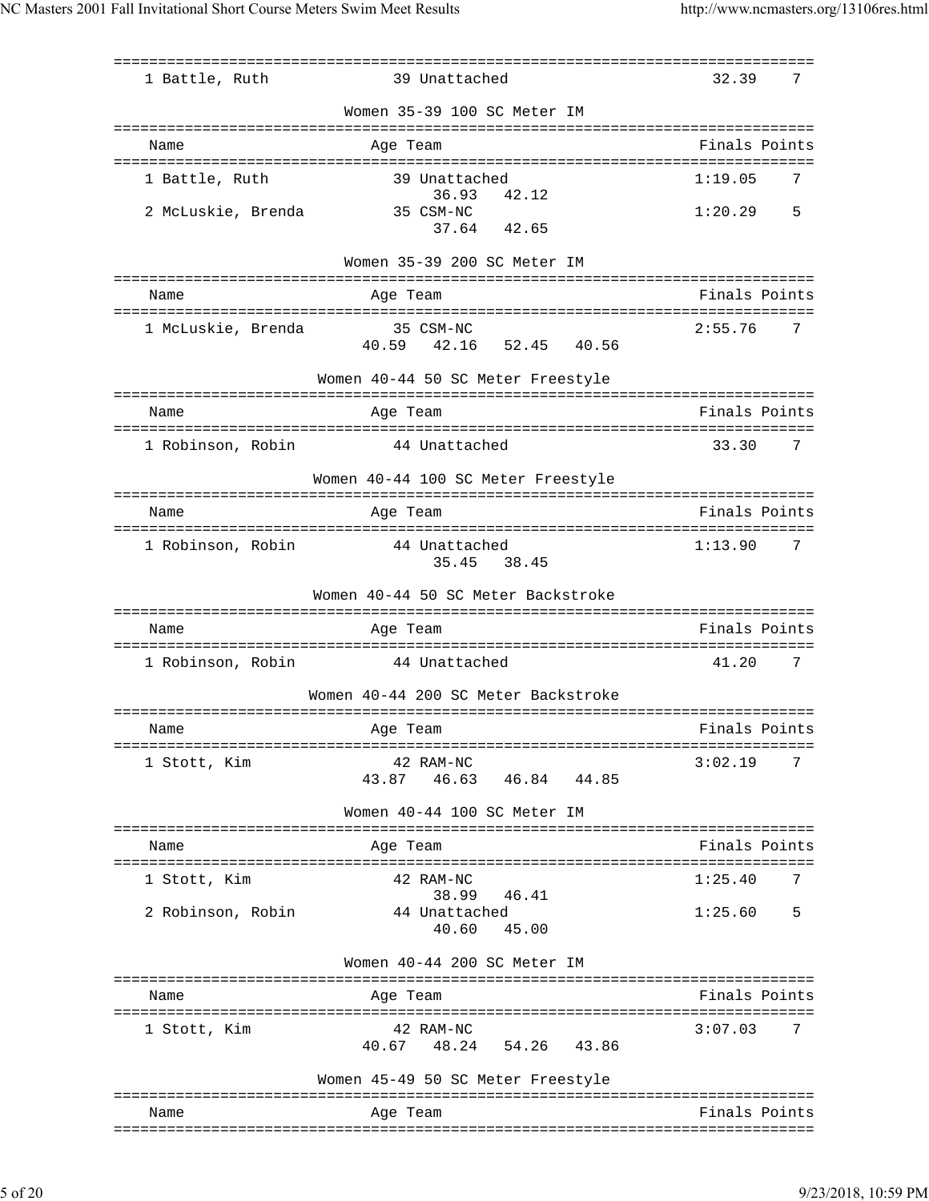| | Name | Age | Team | Finals | Points |
|---|---|---|---|---|---|
| 1 | Battle, Ruth | 39 | Unattached | 32.39 | 7 |

### Women 35-39 100 SC Meter IM

| | Name | Age | Team | Finals | Points |
|---|---|---|---|---|---|
| 1 | Battle, Ruth | 39 | Unattached | 1:19.05 | 7 |
| | | | 36.93 42.12 | | |
| 2 | McLuskie, Brenda | 35 | CSM-NC | 1:20.29 | 5 |
| | | | 37.64 42.65 | | |

### Women 35-39 200 SC Meter IM

| | Name | Age | Team | Finals | Points |
|---|---|---|---|---|---|
| 1 | McLuskie, Brenda | 35 | CSM-NC | 2:55.76 | 7 |
| | | | 40.59 42.16 52.45 40.56 | | |

### Women 40-44 50 SC Meter Freestyle

| | Name | Age | Team | Finals | Points |
|---|---|---|---|---|---|
| 1 | Robinson, Robin | 44 | Unattached | 33.30 | 7 |

### Women 40-44 100 SC Meter Freestyle

| | Name | Age | Team | Finals | Points |
|---|---|---|---|---|---|
| 1 | Robinson, Robin | 44 | Unattached | 1:13.90 | 7 |
| | | | 35.45 38.45 | | |

### Women 40-44 50 SC Meter Backstroke

| | Name | Age | Team | Finals | Points |
|---|---|---|---|---|---|
| 1 | Robinson, Robin | 44 | Unattached | 41.20 | 7 |

### Women 40-44 200 SC Meter Backstroke

| | Name | Age | Team | Finals | Points |
|---|---|---|---|---|---|
| 1 | Stott, Kim | 42 | RAM-NC | 3:02.19 | 7 |
| | | | 43.87 46.63 46.84 44.85 | | |

### Women 40-44 100 SC Meter IM

| | Name | Age | Team | Finals | Points |
|---|---|---|---|---|---|
| 1 | Stott, Kim | 42 | RAM-NC | 1:25.40 | 7 |
| | | | 38.99 46.41 | | |
| 2 | Robinson, Robin | 44 | Unattached | 1:25.60 | 5 |
| | | | 40.60 45.00 | | |

### Women 40-44 200 SC Meter IM

| | Name | Age | Team | Finals | Points |
|---|---|---|---|---|---|
| 1 | Stott, Kim | 42 | RAM-NC | 3:07.03 | 7 |
| | | | 40.67 48.24 54.26 43.86 | | |

### Women 45-49 50 SC Meter Freestyle

| | Name | Age | Team | Finals | Points |
|---|---|---|---|---|---|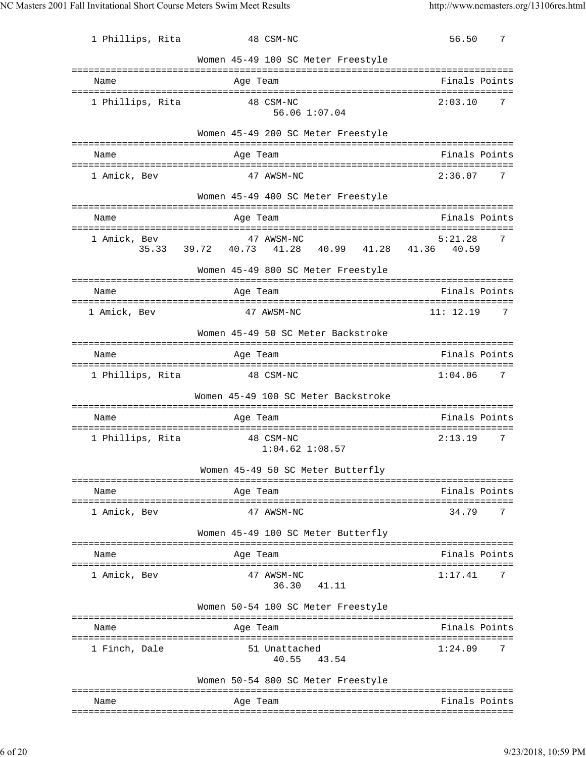| | Name | Age | Team | Finals | Points |
|---|---|---|---|---|---|
| 1 | Phillips, Rita | 48 | CSM-NC | 56.50 | 7 |

### Women 45-49 100 SC Meter Freestyle

| | Name | Age | Team | Finals | Points |
|---|---|---|---|---|---|
| 1 | Phillips, Rita | 48 | CSM-NC | 2:03.10 | 7 |
| | | | 56.06 1:07.04 | | |

### Women 45-49 200 SC Meter Freestyle

| | Name | Age | Team | Finals | Points |
|---|---|---|---|---|---|
| 1 | Amick, Bev | 47 | AWSM-NC | 2:36.07 | 7 |

### Women 45-49 400 SC Meter Freestyle

| | Name | Age | Team | Finals | Points |
|---|---|---|---|---|---|
| 1 | Amick, Bev | 47 | AWSM-NC | 5:21.28 | 7 |
| | 35.33 39.72 40.73 41.28 40.99 41.28 41.36 40.59 | | | | |

### Women 45-49 800 SC Meter Freestyle

| | Name | Age | Team | Finals | Points |
|---|---|---|---|---|---|
| 1 | Amick, Bev | 47 | AWSM-NC | 11: 12.19 | 7 |

### Women 45-49 50 SC Meter Backstroke

| | Name | Age | Team | Finals | Points |
|---|---|---|---|---|---|
| 1 | Phillips, Rita | 48 | CSM-NC | 1:04.06 | 7 |

### Women 45-49 100 SC Meter Backstroke

| | Name | Age | Team | Finals | Points |
|---|---|---|---|---|---|
| 1 | Phillips, Rita | 48 | CSM-NC | 2:13.19 | 7 |
| | | | 1:04.62 1:08.57 | | |

### Women 45-49 50 SC Meter Butterfly

| | Name | Age | Team | Finals | Points |
|---|---|---|---|---|---|
| 1 | Amick, Bev | 47 | AWSM-NC | 34.79 | 7 |

### Women 45-49 100 SC Meter Butterfly

| | Name | Age | Team | Finals | Points |
|---|---|---|---|---|---|
| 1 | Amick, Bev | 47 | AWSM-NC | 1:17.41 | 7 |
| | | | 36.30 41.11 | | |

### Women 50-54 100 SC Meter Freestyle

| | Name | Age | Team | Finals | Points |
|---|---|---|---|---|---|
| 1 | Finch, Dale | 51 | Unattached | 1:24.09 | 7 |
| | | | 40.55 43.54 | | |

### Women 50-54 800 SC Meter Freestyle

| | Name | Age | Team | Finals | Points |
|---|---|---|---|---|---|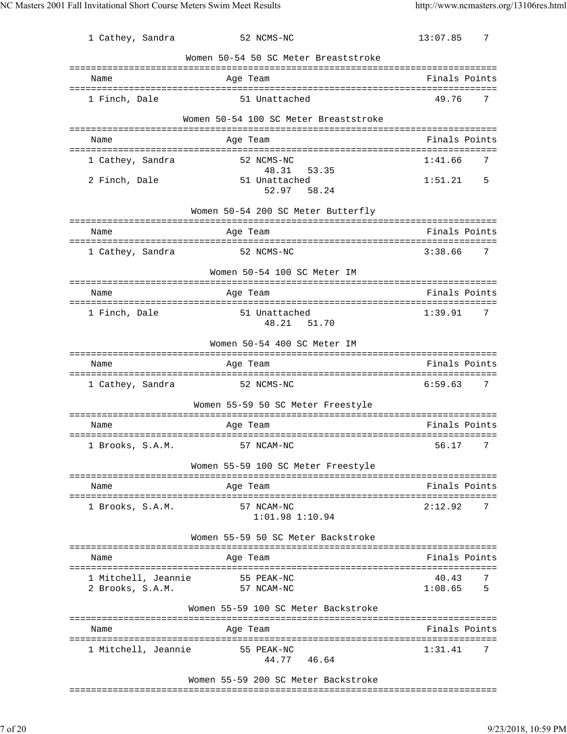| | Name | Age | Team | Finals | Points |
|---|---|---|---|---|---|
| 1 | Cathey, Sandra | 52 | NCMS-NC | 13:07.85 | 7 |

### Women 50-54 50 SC Meter Breaststroke

| | Name | Age | Team | Finals | Points |
|---|---|---|---|---|---|
| 1 | Finch, Dale | 51 | Unattached | 49.76 | 7 |

### Women 50-54 100 SC Meter Breaststroke

| | Name | Age | Team | Finals | Points |
|---|---|---|---|---|---|
| 1 | Cathey, Sandra | 52 | NCMS-NC | 1:41.66 | 7 |
| | | | 48.31 53.35 | | |
| 2 | Finch, Dale | 51 | Unattached | 1:51.21 | 5 |
| | | | 52.97 58.24 | | |

### Women 50-54 200 SC Meter Butterfly

| | Name | Age | Team | Finals | Points |
|---|---|---|---|---|---|
| 1 | Cathey, Sandra | 52 | NCMS-NC | 3:38.66 | 7 |

### Women 50-54 100 SC Meter IM

| | Name | Age | Team | Finals | Points |
|---|---|---|---|---|---|
| 1 | Finch, Dale | 51 | Unattached | 1:39.91 | 7 |
| | | | 48.21 51.70 | | |

### Women 50-54 400 SC Meter IM

| | Name | Age | Team | Finals | Points |
|---|---|---|---|---|---|
| 1 | Cathey, Sandra | 52 | NCMS-NC | 6:59.63 | 7 |

### Women 55-59 50 SC Meter Freestyle

| | Name | Age | Team | Finals | Points |
|---|---|---|---|---|---|
| 1 | Brooks, S.A.M. | 57 | NCAM-NC | 56.17 | 7 |

### Women 55-59 100 SC Meter Freestyle

| | Name | Age | Team | Finals | Points |
|---|---|---|---|---|---|
| 1 | Brooks, S.A.M. | 57 | NCAM-NC | 2:12.92 | 7 |
| | | | 1:01.98 1:10.94 | | |

### Women 55-59 50 SC Meter Backstroke

| | Name | Age | Team | Finals | Points |
|---|---|---|---|---|---|
| 1 | Mitchell, Jeannie | 55 | PEAK-NC | 40.43 | 7 |
| 2 | Brooks, S.A.M. | 57 | NCAM-NC | 1:08.65 | 5 |

### Women 55-59 100 SC Meter Backstroke

| | Name | Age | Team | Finals | Points |
|---|---|---|---|---|---|
| 1 | Mitchell, Jeannie | 55 | PEAK-NC | 1:31.41 | 7 |
| | | | 44.77 46.64 | | |

### Women 55-59 200 SC Meter Backstroke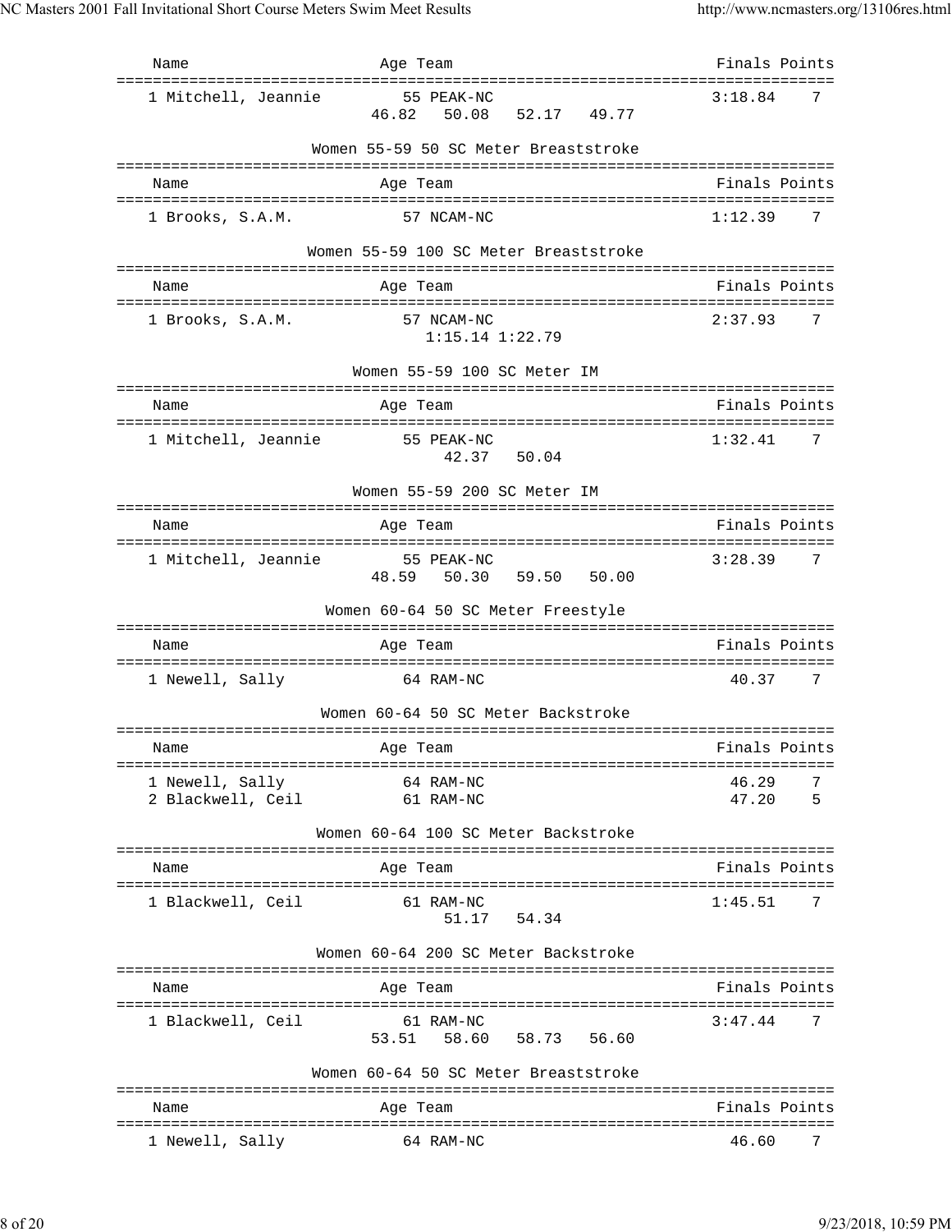| Name | Age | Team | Finals | Points |
|---|---|---|---|---|
| 1 Mitchell, Jeannie | 55 | PEAK-NC | 3:18.84 | 7 |
| | | 46.82 50.08 52.17 49.77 | | |

### Women 55-59 50 SC Meter Breaststroke

| Name | Age | Team | Finals | Points |
|---|---|---|---|---|
| 1 Brooks, S.A.M. | 57 | NCAM-NC | 1:12.39 | 7 |

### Women 55-59 100 SC Meter Breaststroke

| Name | Age | Team | Finals | Points |
|---|---|---|---|---|
| 1 Brooks, S.A.M. | 57 | NCAM-NC | 2:37.93 | 7 |
| | | 1:15.14 1:22.79 | | |

### Women 55-59 100 SC Meter IM

| Name | Age | Team | Finals | Points |
|---|---|---|---|---|
| 1 Mitchell, Jeannie | 55 | PEAK-NC | 1:32.41 | 7 |
| | | 42.37 50.04 | | |

### Women 55-59 200 SC Meter IM

| Name | Age | Team | Finals | Points |
|---|---|---|---|---|
| 1 Mitchell, Jeannie | 55 | PEAK-NC | 3:28.39 | 7 |
| | | 48.59 50.30 59.50 50.00 | | |

### Women 60-64 50 SC Meter Freestyle

| Name | Age | Team | Finals | Points |
|---|---|---|---|---|
| 1 Newell, Sally | 64 | RAM-NC | 40.37 | 7 |

### Women 60-64 50 SC Meter Backstroke

| Name | Age | Team | Finals | Points |
|---|---|---|---|---|
| 1 Newell, Sally | 64 | RAM-NC | 46.29 | 7 |
| 2 Blackwell, Ceil | 61 | RAM-NC | 47.20 | 5 |

### Women 60-64 100 SC Meter Backstroke

| Name | Age | Team | Finals | Points |
|---|---|---|---|---|
| 1 Blackwell, Ceil | 61 | RAM-NC | 1:45.51 | 7 |
| | | 51.17 54.34 | | |

### Women 60-64 200 SC Meter Backstroke

| Name | Age | Team | Finals | Points |
|---|---|---|---|---|
| 1 Blackwell, Ceil | 61 | RAM-NC | 3:47.44 | 7 |
| | | 53.51 58.60 58.73 56.60 | | |

### Women 60-64 50 SC Meter Breaststroke

| Name | Age | Team | Finals | Points |
|---|---|---|---|---|
| 1 Newell, Sally | 64 | RAM-NC | 46.60 | 7 |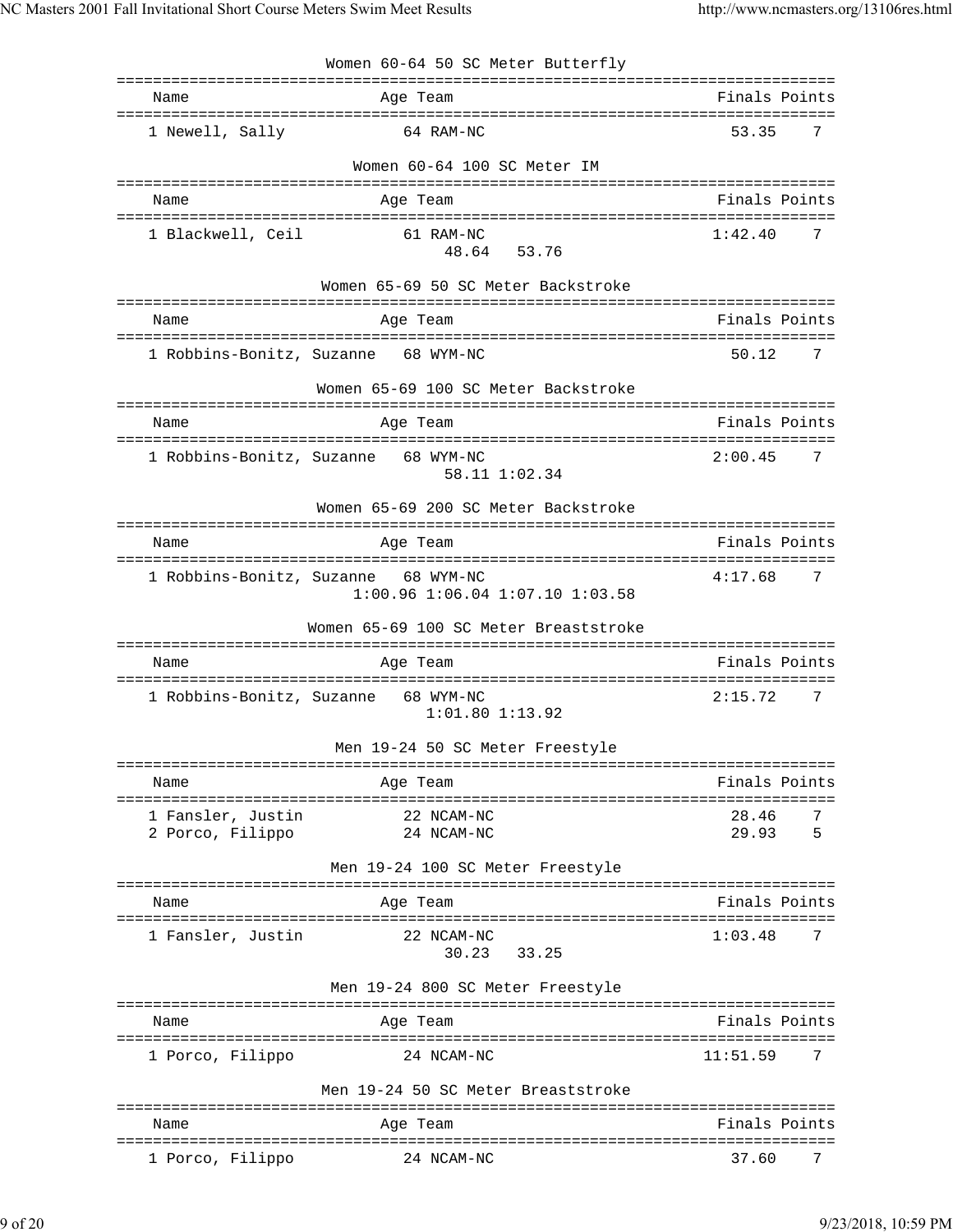### Women 60-64 50 SC Meter Butterfly

| Name | Age | Team | Finals | Points |
|---|---|---|---|---|
| 1 Newell, Sally | 64 | RAM-NC | 53.35 | 7 |

### Women 60-64 100 SC Meter IM

| Name | Age | Team | Finals | Points |
|---|---|---|---|---|
| 1 Blackwell, Ceil | 61 | RAM-NC | 1:42.40 | 7 |
| | | 48.64 53.76 | | |

### Women 65-69 50 SC Meter Backstroke

| Name | Age | Team | Finals | Points |
|---|---|---|---|---|
| 1 Robbins-Bonitz, Suzanne | 68 | WYM-NC | 50.12 | 7 |

### Women 65-69 100 SC Meter Backstroke

| Name | Age | Team | Finals | Points |
|---|---|---|---|---|
| 1 Robbins-Bonitz, Suzanne | 68 | WYM-NC | 2:00.45 | 7 |
| | | 58.11 1:02.34 | | |

### Women 65-69 200 SC Meter Backstroke

| Name | Age | Team | Finals | Points |
|---|---|---|---|---|
| 1 Robbins-Bonitz, Suzanne | 68 | WYM-NC | 4:17.68 | 7 |
| | | 1:00.96 1:06.04 1:07.10 1:03.58 | | |

### Women 65-69 100 SC Meter Breaststroke

| Name | Age | Team | Finals | Points |
|---|---|---|---|---|
| 1 Robbins-Bonitz, Suzanne | 68 | WYM-NC | 2:15.72 | 7 |
| | | 1:01.80 1:13.92 | | |

### Men 19-24 50 SC Meter Freestyle

| Name | Age | Team | Finals | Points |
|---|---|---|---|---|
| 1 Fansler, Justin | 22 | NCAM-NC | 28.46 | 7 |
| 2 Porco, Filippo | 24 | NCAM-NC | 29.93 | 5 |

### Men 19-24 100 SC Meter Freestyle

| Name | Age | Team | Finals | Points |
|---|---|---|---|---|
| 1 Fansler, Justin | 22 | NCAM-NC | 1:03.48 | 7 |
| | | 30.23 33.25 | | |

### Men 19-24 800 SC Meter Freestyle

| Name | Age | Team | Finals | Points |
|---|---|---|---|---|
| 1 Porco, Filippo | 24 | NCAM-NC | 11:51.59 | 7 |

### Men 19-24 50 SC Meter Breaststroke

| Name | Age | Team | Finals | Points |
|---|---|---|---|---|
| 1 Porco, Filippo | 24 | NCAM-NC | 37.60 | 7 |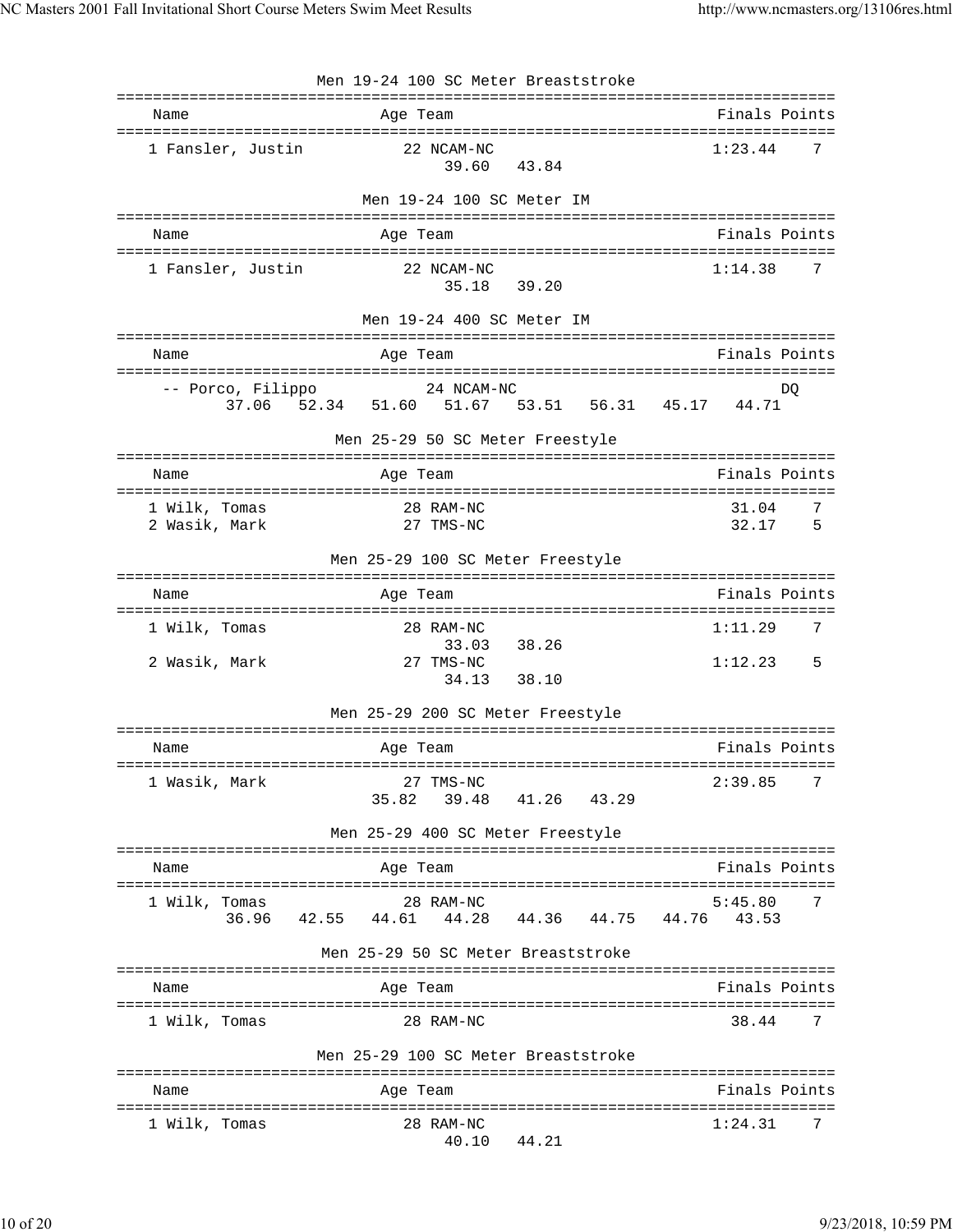## Men 19-24 100 SC Meter Breaststroke

| | Name | Age | Team | Finals | Points |
|---|---|---|---|---|---|
| 1 | Fansler, Justin | 22 | NCAM-NC | 1:23.44 | 7 |
| | 39.60 43.84 | | | | |

## Men 19-24 100 SC Meter IM

| | Name | Age | Team | Finals | Points |
|---|---|---|---|---|---|
| 1 | Fansler, Justin | 22 | NCAM-NC | 1:14.38 | 7 |
| | 35.18 39.20 | | | | |

## Men 19-24 400 SC Meter IM

| | Name | Age | Team | Finals | Points |
|---|---|---|---|---|---|
| -- | Porco, Filippo | 24 | NCAM-NC | DQ | |
| | 37.06 52.34 51.60 51.67 53.51 56.31 45.17 44.71 | | | | |

## Men 25-29 50 SC Meter Freestyle

| | Name | Age | Team | Finals | Points |
|---|---|---|---|---|---|
| 1 | Wilk, Tomas | 28 | RAM-NC | 31.04 | 7 |
| 2 | Wasik, Mark | 27 | TMS-NC | 32.17 | 5 |

## Men 25-29 100 SC Meter Freestyle

| | Name | Age | Team | Finals | Points |
|---|---|---|---|---|---|
| 1 | Wilk, Tomas | 28 | RAM-NC | 1:11.29 | 7 |
| | 33.03 38.26 | | | | |
| 2 | Wasik, Mark | 27 | TMS-NC | 1:12.23 | 5 |
| | 34.13 38.10 | | | | |

## Men 25-29 200 SC Meter Freestyle

| | Name | Age | Team | Finals | Points |
|---|---|---|---|---|---|
| 1 | Wasik, Mark | 27 | TMS-NC | 2:39.85 | 7 |
| | 35.82 39.48 41.26 43.29 | | | | |

## Men 25-29 400 SC Meter Freestyle

| | Name | Age | Team | Finals | Points |
|---|---|---|---|---|---|
| 1 | Wilk, Tomas | 28 | RAM-NC | 5:45.80 | 7 |
| | 36.96 42.55 44.61 44.28 44.36 44.75 44.76 43.53 | | | | |

## Men 25-29 50 SC Meter Breaststroke

| | Name | Age | Team | Finals | Points |
|---|---|---|---|---|---|
| 1 | Wilk, Tomas | 28 | RAM-NC | 38.44 | 7 |

## Men 25-29 100 SC Meter Breaststroke

| | Name | Age | Team | Finals | Points |
|---|---|---|---|---|---|
| 1 | Wilk, Tomas | 28 | RAM-NC | 1:24.31 | 7 |
| | 40.10 44.21 | | | | |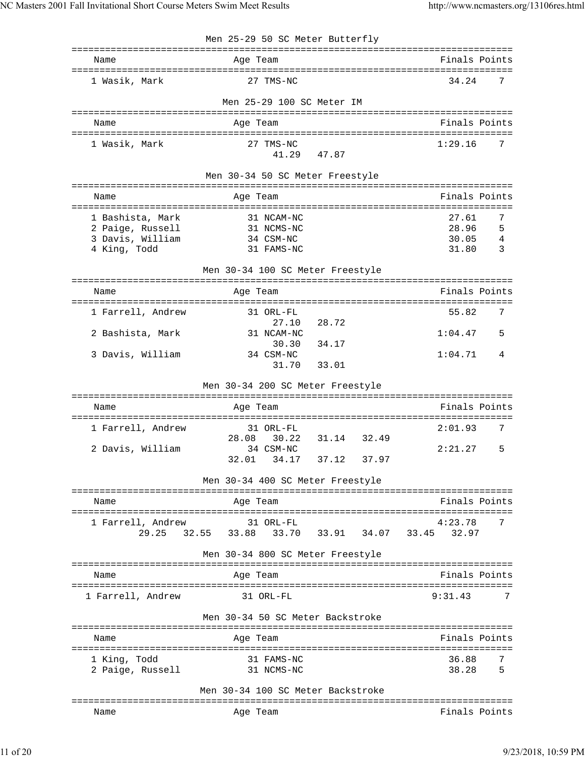## Men 25-29 50 SC Meter Butterfly

| Place | Name | Age | Team | Finals | Points |
|---|---|---|---|---|---|
| 1 | Wasik, Mark | 27 | TMS-NC | 34.24 | 7 |

## Men 25-29 100 SC Meter IM

| Place | Name | Age | Team | Finals | Points |
|---|---|---|---|---|---|
| 1 | Wasik, Mark | 27 | TMS-NC | 1:29.16 | 7 |
| | | | 41.29 47.87 | | |

## Men 30-34 50 SC Meter Freestyle

| Place | Name | Age | Team | Finals | Points |
|---|---|---|---|---|---|
| 1 | Bashista, Mark | 31 | NCAM-NC | 27.61 | 7 |
| 2 | Paige, Russell | 31 | NCMS-NC | 28.96 | 5 |
| 3 | Davis, William | 34 | CSM-NC | 30.05 | 4 |
| 4 | King, Todd | 31 | FAMS-NC | 31.80 | 3 |

## Men 30-34 100 SC Meter Freestyle

| Place | Name | Age | Team | Finals | Points |
|---|---|---|---|---|---|
| 1 | Farrell, Andrew | 31 | ORL-FL | 55.82 | 7 |
| | | | 27.10 28.72 | | |
| 2 | Bashista, Mark | 31 | NCAM-NC | 1:04.47 | 5 |
| | | | 30.30 34.17 | | |
| 3 | Davis, William | 34 | CSM-NC | 1:04.71 | 4 |
| | | | 31.70 33.01 | | |

## Men 30-34 200 SC Meter Freestyle

| Place | Name | Age | Team | Finals | Points |
|---|---|---|---|---|---|
| 1 | Farrell, Andrew | 31 | ORL-FL | 2:01.93 | 7 |
| | | | 28.08 30.22 31.14 32.49 | | |
| 2 | Davis, William | 34 | CSM-NC | 2:21.27 | 5 |
| | | | 32.01 34.17 37.12 37.97 | | |

## Men 30-34 400 SC Meter Freestyle

| Place | Name | Age | Team | Finals | Points |
|---|---|---|---|---|---|
| 1 | Farrell, Andrew | 31 | ORL-FL | 4:23.78 | 7 |
| | | | 29.25 32.55 33.88 33.70 33.91 34.07 33.45 32.97 | | |

## Men 30-34 800 SC Meter Freestyle

| Place | Name | Age | Team | Finals | Points |
|---|---|---|---|---|---|
| 1 | Farrell, Andrew | 31 | ORL-FL | 9:31.43 | 7 |

## Men 30-34 50 SC Meter Backstroke

| Place | Name | Age | Team | Finals | Points |
|---|---|---|---|---|---|
| 1 | King, Todd | 31 | FAMS-NC | 36.88 | 7 |
| 2 | Paige, Russell | 31 | NCMS-NC | 38.28 | 5 |

## Men 30-34 100 SC Meter Backstroke

| Place | Name | Age | Team | Finals | Points |
|---|---|---|---|---|---|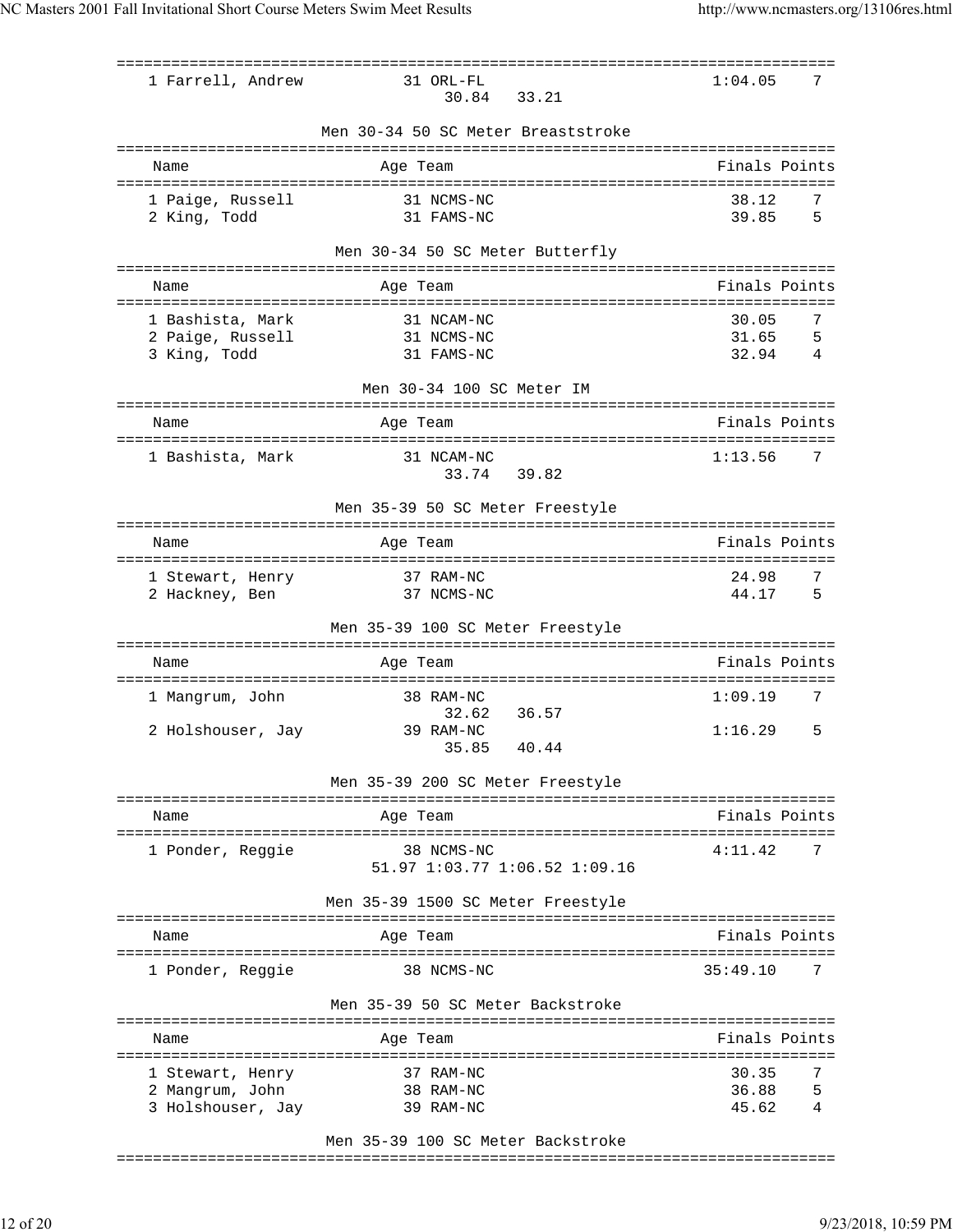| | | | | |
|---|---|---|---|---|
| 1 Farrell, Andrew | 31 ORL-FL | 30.84 33.21 | 1:04.05 | 7 |

### Men 30-34 50 SC Meter Breaststroke

| Name | Age Team | Finals | Points |
|---|---|---|---|
| 1 Paige, Russell | 31 NCMS-NC | 38.12 | 7 |
| 2 King, Todd | 31 FAMS-NC | 39.85 | 5 |

### Men 30-34 50 SC Meter Butterfly

| Name | Age Team | Finals | Points |
|---|---|---|---|
| 1 Bashista, Mark | 31 NCAM-NC | 30.05 | 7 |
| 2 Paige, Russell | 31 NCMS-NC | 31.65 | 5 |
| 3 King, Todd | 31 FAMS-NC | 32.94 | 4 |

### Men 30-34 100 SC Meter IM

| Name | Age Team | Splits | Finals | Points |
|---|---|---|---|---|
| 1 Bashista, Mark | 31 NCAM-NC | 33.74 39.82 | 1:13.56 | 7 |

### Men 35-39 50 SC Meter Freestyle

| Name | Age Team | Finals | Points |
|---|---|---|---|
| 1 Stewart, Henry | 37 RAM-NC | 24.98 | 7 |
| 2 Hackney, Ben | 37 NCMS-NC | 44.17 | 5 |

### Men 35-39 100 SC Meter Freestyle

| Name | Age Team | Splits | Finals | Points |
|---|---|---|---|---|
| 1 Mangrum, John | 38 RAM-NC | 32.62 36.57 | 1:09.19 | 7 |
| 2 Holshouser, Jay | 39 RAM-NC | 35.85 40.44 | 1:16.29 | 5 |

### Men 35-39 200 SC Meter Freestyle

| Name | Age Team | Splits | Finals | Points |
|---|---|---|---|---|
| 1 Ponder, Reggie | 38 NCMS-NC | 51.97 1:03.77 1:06.52 1:09.16 | 4:11.42 | 7 |

### Men 35-39 1500 SC Meter Freestyle

| Name | Age Team | Finals | Points |
|---|---|---|---|
| 1 Ponder, Reggie | 38 NCMS-NC | 35:49.10 | 7 |

### Men 35-39 50 SC Meter Backstroke

| Name | Age Team | Finals | Points |
|---|---|---|---|
| 1 Stewart, Henry | 37 RAM-NC | 30.35 | 7 |
| 2 Mangrum, John | 38 RAM-NC | 36.88 | 5 |
| 3 Holshouser, Jay | 39 RAM-NC | 45.62 | 4 |

### Men 35-39 100 SC Meter Backstroke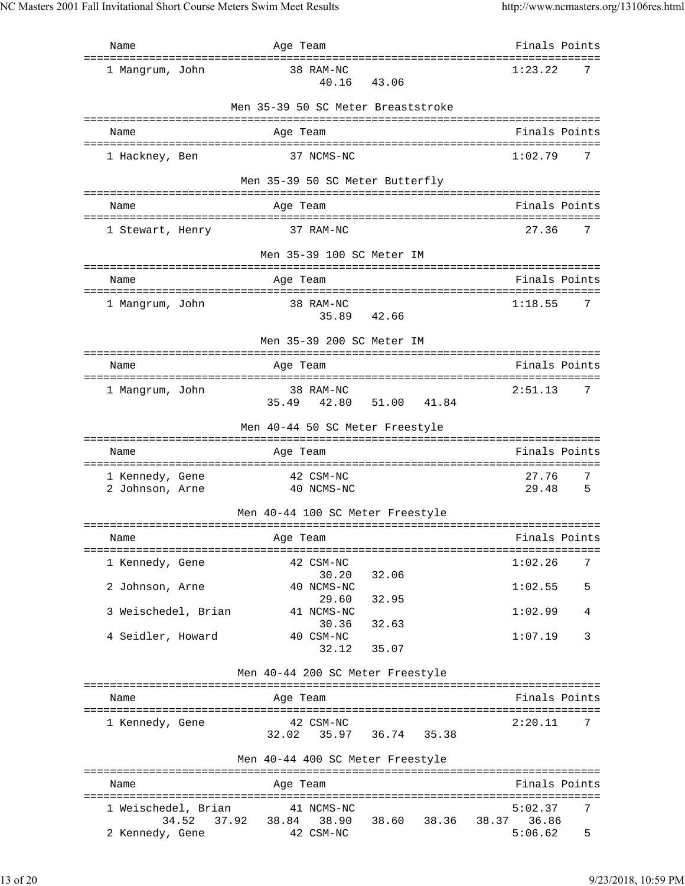| Name | Age | Team | Finals | Points |
|---|---|---|---|---|
| 1 Mangrum, John | 38 | RAM-NC | 1:23.22 | 7 |
| | | 40.16 43.06 | | |

### Men 35-39 50 SC Meter Breaststroke

| Name | Age | Team | Finals | Points |
|---|---|---|---|---|
| 1 Hackney, Ben | 37 | NCMS-NC | 1:02.79 | 7 |

### Men 35-39 50 SC Meter Butterfly

| Name | Age | Team | Finals | Points |
|---|---|---|---|---|
| 1 Stewart, Henry | 37 | RAM-NC | 27.36 | 7 |

### Men 35-39 100 SC Meter IM

| Name | Age | Team | Finals | Points |
|---|---|---|---|---|
| 1 Mangrum, John | 38 | RAM-NC | 1:18.55 | 7 |
| | | 35.89 42.66 | | |

### Men 35-39 200 SC Meter IM

| Name | Age | Team | Finals | Points |
|---|---|---|---|---|
| 1 Mangrum, John | 38 | RAM-NC | 2:51.13 | 7 |
| | | 35.49 42.80 51.00 41.84 | | |

### Men 40-44 50 SC Meter Freestyle

| Name | Age | Team | Finals | Points |
|---|---|---|---|---|
| 1 Kennedy, Gene | 42 | CSM-NC | 27.76 | 7 |
| 2 Johnson, Arne | 40 | NCMS-NC | 29.48 | 5 |

### Men 40-44 100 SC Meter Freestyle

| Name | Age | Team | Finals | Points |
|---|---|---|---|---|
| 1 Kennedy, Gene | 42 | CSM-NC | 1:02.26 | 7 |
| | | 30.20 32.06 | | |
| 2 Johnson, Arne | 40 | NCMS-NC | 1:02.55 | 5 |
| | | 29.60 32.95 | | |
| 3 Weischedel, Brian | 41 | NCMS-NC | 1:02.99 | 4 |
| | | 30.36 32.63 | | |
| 4 Seidler, Howard | 40 | CSM-NC | 1:07.19 | 3 |
| | | 32.12 35.07 | | |

### Men 40-44 200 SC Meter Freestyle

| Name | Age | Team | Finals | Points |
|---|---|---|---|---|
| 1 Kennedy, Gene | 42 | CSM-NC | 2:20.11 | 7 |
| | | 32.02 35.97 36.74 35.38 | | |

### Men 40-44 400 SC Meter Freestyle

| Name | Age | Team | Finals | Points |
|---|---|---|---|---|
| 1 Weischedel, Brian | 41 | NCMS-NC | 5:02.37 | 7 |
| | | 34.52 37.92 38.84 38.90 38.60 38.36 38.37 36.86 | | |
| 2 Kennedy, Gene | 42 | CSM-NC | 5:06.62 | 5 |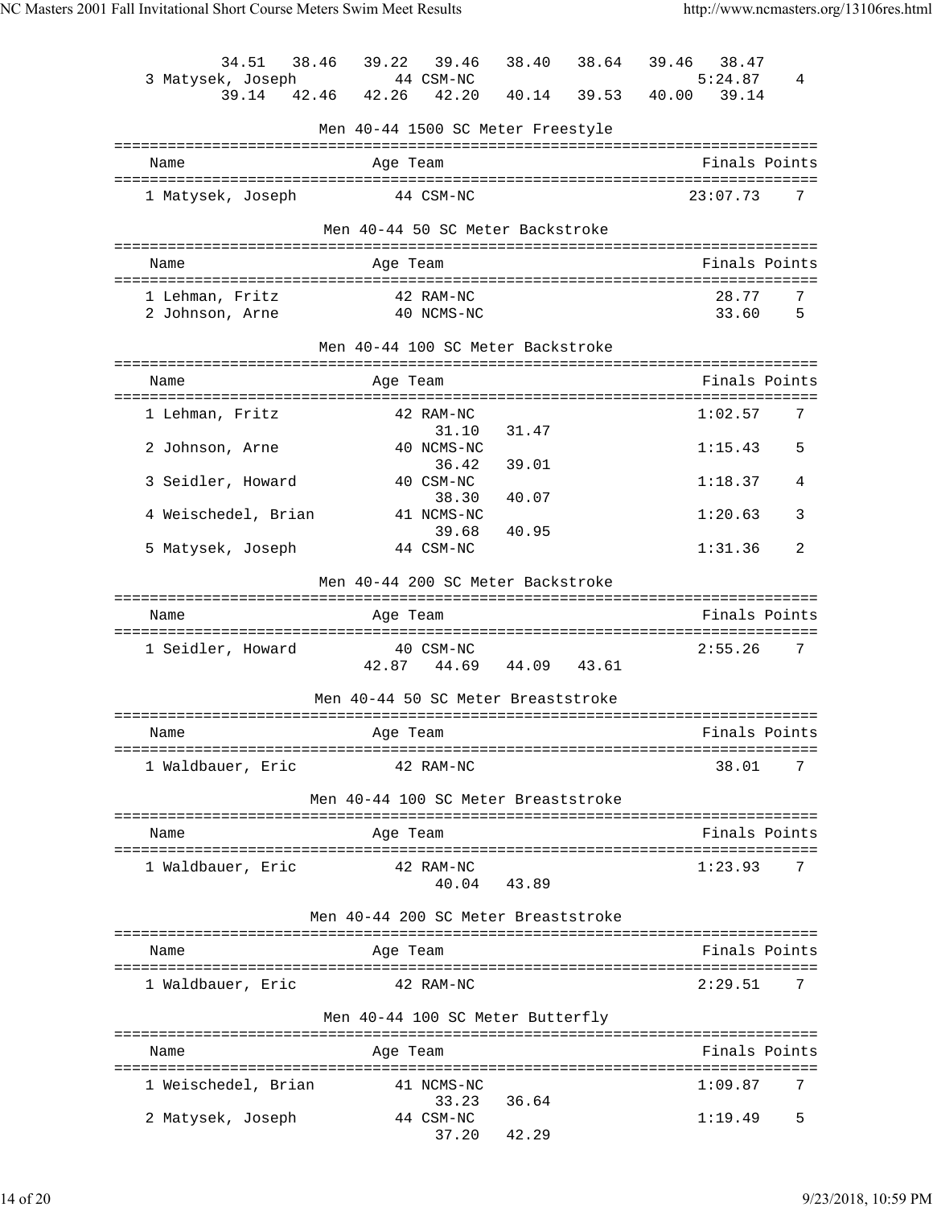```
         34.51   38.46   39.22   39.46   38.40   38.64   39.46   38.47
   3 Matysek, Joseph          44 CSM-NC                          5:24.87    4
         39.14   42.46   42.26   42.20   40.14   39.53   40.00   39.14
```

### Men 40-44 1500 SC Meter Freestyle

| Name | Age | Team | Finals | Points |
|---|---|---|---|---|
| 1 Matysek, Joseph | 44 | CSM-NC | 23:07.73 | 7 |

### Men 40-44 50 SC Meter Backstroke

| Name | Age | Team | Finals | Points |
|---|---|---|---|---|
| 1 Lehman, Fritz | 42 | RAM-NC | 28.77 | 7 |
| 2 Johnson, Arne | 40 | NCMS-NC | 33.60 | 5 |

### Men 40-44 100 SC Meter Backstroke

| Name | Age | Team | Finals | Points |
|---|---|---|---|---|
| 1 Lehman, Fritz | 42 | RAM-NC | 1:02.57 | 7 |
| | | 31.10 31.47 | | |
| 2 Johnson, Arne | 40 | NCMS-NC | 1:15.43 | 5 |
| | | 36.42 39.01 | | |
| 3 Seidler, Howard | 40 | CSM-NC | 1:18.37 | 4 |
| | | 38.30 40.07 | | |
| 4 Weischedel, Brian | 41 | NCMS-NC | 1:20.63 | 3 |
| | | 39.68 40.95 | | |
| 5 Matysek, Joseph | 44 | CSM-NC | 1:31.36 | 2 |

### Men 40-44 200 SC Meter Backstroke

| Name | Age | Team | Finals | Points |
|---|---|---|---|---|
| 1 Seidler, Howard | 40 | CSM-NC | 2:55.26 | 7 |
| | | 42.87 44.69 44.09 43.61 | | |

### Men 40-44 50 SC Meter Breaststroke

| Name | Age | Team | Finals | Points |
|---|---|---|---|---|
| 1 Waldbauer, Eric | 42 | RAM-NC | 38.01 | 7 |

### Men 40-44 100 SC Meter Breaststroke

| Name | Age | Team | Finals | Points |
|---|---|---|---|---|
| 1 Waldbauer, Eric | 42 | RAM-NC | 1:23.93 | 7 |
| | | 40.04 43.89 | | |

### Men 40-44 200 SC Meter Breaststroke

| Name | Age | Team | Finals | Points |
|---|---|---|---|---|
| 1 Waldbauer, Eric | 42 | RAM-NC | 2:29.51 | 7 |

### Men 40-44 100 SC Meter Butterfly

| Name | Age | Team | Finals | Points |
|---|---|---|---|---|
| 1 Weischedel, Brian | 41 | NCMS-NC | 1:09.87 | 7 |
| | | 33.23 36.64 | | |
| 2 Matysek, Joseph | 44 | CSM-NC | 1:19.49 | 5 |
| | | 37.20 42.29 | | |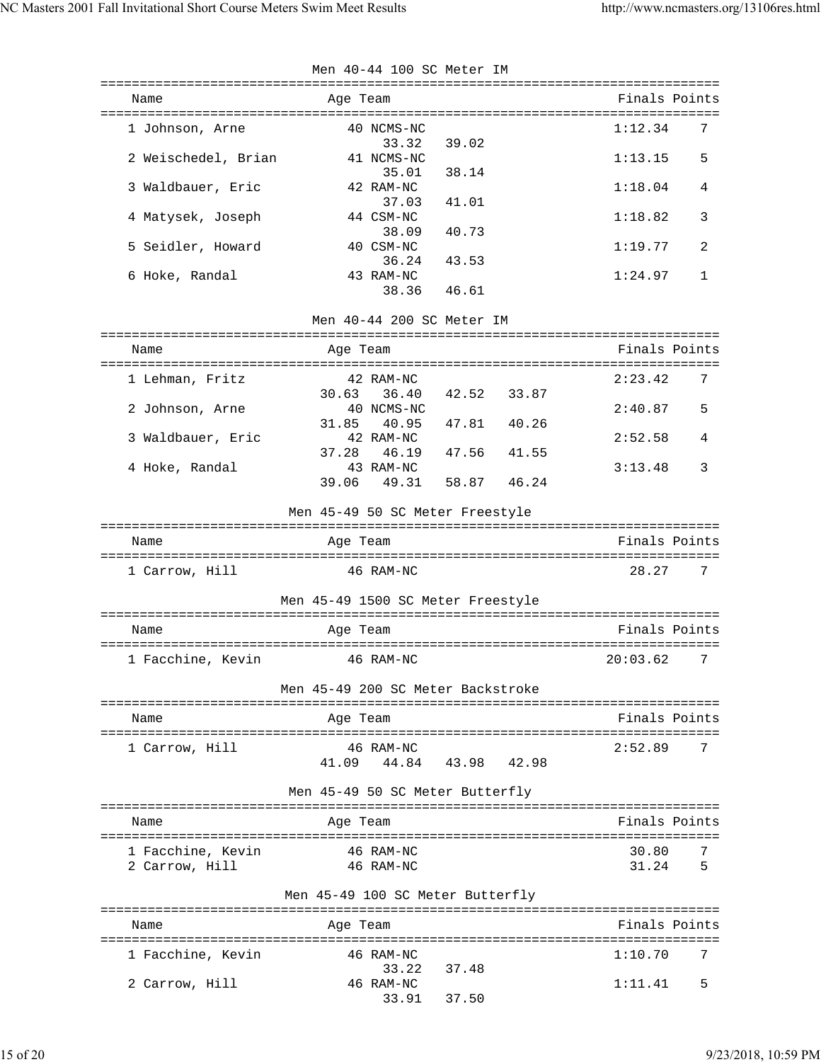### Men 40-44 100 SC Meter IM

| Name | Age | Team | Splits | Finals | Points |
|---|---|---|---|---|---|
| 1 Johnson, Arne | 40 | NCMS-NC | 33.32 39.02 | 1:12.34 | 7 |
| 2 Weischedel, Brian | 41 | NCMS-NC | 35.01 38.14 | 1:13.15 | 5 |
| 3 Waldbauer, Eric | 42 | RAM-NC | 37.03 41.01 | 1:18.04 | 4 |
| 4 Matysek, Joseph | 44 | CSM-NC | 38.09 40.73 | 1:18.82 | 3 |
| 5 Seidler, Howard | 40 | CSM-NC | 36.24 43.53 | 1:19.77 | 2 |
| 6 Hoke, Randal | 43 | RAM-NC | 38.36 46.61 | 1:24.97 | 1 |

### Men 40-44 200 SC Meter IM

| Name | Age | Team | Splits | Finals | Points |
|---|---|---|---|---|---|
| 1 Lehman, Fritz | 42 | RAM-NC | 30.63 36.40 42.52 33.87 | 2:23.42 | 7 |
| 2 Johnson, Arne | 40 | NCMS-NC | 31.85 40.95 47.81 40.26 | 2:40.87 | 5 |
| 3 Waldbauer, Eric | 42 | RAM-NC | 37.28 46.19 47.56 41.55 | 2:52.58 | 4 |
| 4 Hoke, Randal | 43 | RAM-NC | 39.06 49.31 58.87 46.24 | 3:13.48 | 3 |

### Men 45-49 50 SC Meter Freestyle

| Name | Age | Team | Finals | Points |
|---|---|---|---|---|
| 1 Carrow, Hill | 46 | RAM-NC | 28.27 | 7 |

### Men 45-49 1500 SC Meter Freestyle

| Name | Age | Team | Finals | Points |
|---|---|---|---|---|
| 1 Facchine, Kevin | 46 | RAM-NC | 20:03.62 | 7 |

### Men 45-49 200 SC Meter Backstroke

| Name | Age | Team | Splits | Finals | Points |
|---|---|---|---|---|---|
| 1 Carrow, Hill | 46 | RAM-NC | 41.09 44.84 43.98 42.98 | 2:52.89 | 7 |

### Men 45-49 50 SC Meter Butterfly

| Name | Age | Team | Finals | Points |
|---|---|---|---|---|
| 1 Facchine, Kevin | 46 | RAM-NC | 30.80 | 7 |
| 2 Carrow, Hill | 46 | RAM-NC | 31.24 | 5 |

### Men 45-49 100 SC Meter Butterfly

| Name | Age | Team | Splits | Finals | Points |
|---|---|---|---|---|---|
| 1 Facchine, Kevin | 46 | RAM-NC | 33.22 37.48 | 1:10.70 | 7 |
| 2 Carrow, Hill | 46 | RAM-NC | 33.91 37.50 | 1:11.41 | 5 |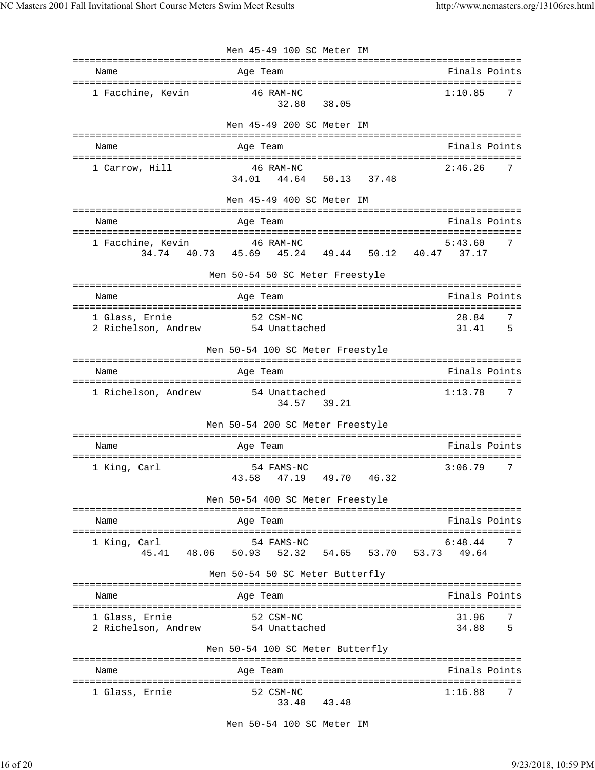### Men 45-49 100 SC Meter IM

| Name | Age | Team | Finals | Points |
|---|---|---|---|---|
| 1 Facchine, Kevin | 46 | RAM-NC | 1:10.85 | 7 |
| | | 32.80 38.05 | | |

### Men 45-49 200 SC Meter IM

| Name | Age | Team | Finals | Points |
|---|---|---|---|---|
| 1 Carrow, Hill | 46 | RAM-NC | 2:46.26 | 7 |
| | | 34.01 44.64 50.13 37.48 | | |

### Men 45-49 400 SC Meter IM

| Name | Age | Team | Finals | Points |
|---|---|---|---|---|
| 1 Facchine, Kevin | 46 | RAM-NC | 5:43.60 | 7 |
| | | 34.74 40.73 45.69 45.24 49.44 50.12 40.47 37.17 | | |

### Men 50-54 50 SC Meter Freestyle

| Name | Age | Team | Finals | Points |
|---|---|---|---|---|
| 1 Glass, Ernie | 52 | CSM-NC | 28.84 | 7 |
| 2 Richelson, Andrew | 54 | Unattached | 31.41 | 5 |

### Men 50-54 100 SC Meter Freestyle

| Name | Age | Team | Finals | Points |
|---|---|---|---|---|
| 1 Richelson, Andrew | 54 | Unattached | 1:13.78 | 7 |
| | | 34.57 39.21 | | |

### Men 50-54 200 SC Meter Freestyle

| Name | Age | Team | Finals | Points |
|---|---|---|---|---|
| 1 King, Carl | 54 | FAMS-NC | 3:06.79 | 7 |
| | | 43.58 47.19 49.70 46.32 | | |

### Men 50-54 400 SC Meter Freestyle

| Name | Age | Team | Finals | Points |
|---|---|---|---|---|
| 1 King, Carl | 54 | FAMS-NC | 6:48.44 | 7 |
| | | 45.41 48.06 50.93 52.32 54.65 53.70 53.73 49.64 | | |

### Men 50-54 50 SC Meter Butterfly

| Name | Age | Team | Finals | Points |
|---|---|---|---|---|
| 1 Glass, Ernie | 52 | CSM-NC | 31.96 | 7 |
| 2 Richelson, Andrew | 54 | Unattached | 34.88 | 5 |

### Men 50-54 100 SC Meter Butterfly

| Name | Age | Team | Finals | Points |
|---|---|---|---|---|
| 1 Glass, Ernie | 52 | CSM-NC | 1:16.88 | 7 |
| | | 33.40 43.48 | | |

### Men 50-54 100 SC Meter IM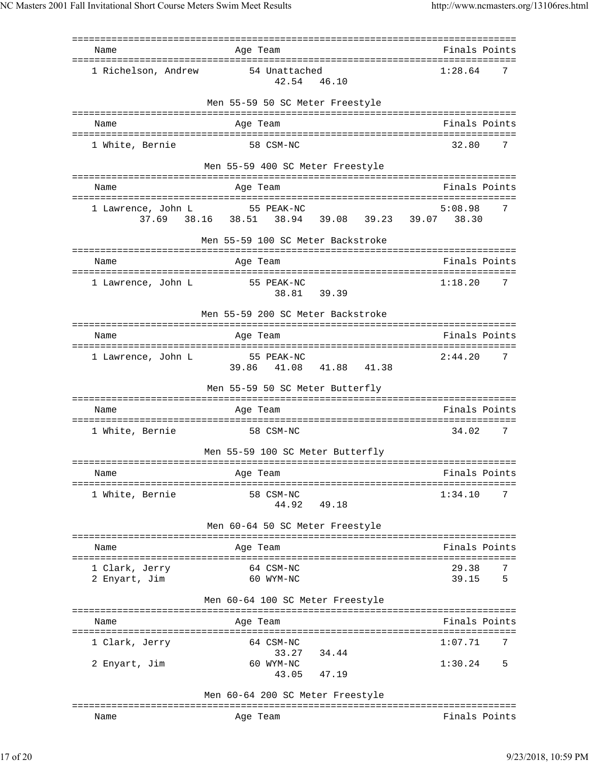| Name | Age | Team | Finals | Points |
|---|---|---|---|---|
| 1 Richelson, Andrew | 54 | Unattached | 1:28.64 | 7 |
| | | 42.54 46.10 | | |

### Men 55-59 50 SC Meter Freestyle

| Name | Age | Team | Finals | Points |
|---|---|---|---|---|
| 1 White, Bernie | 58 | CSM-NC | 32.80 | 7 |

### Men 55-59 400 SC Meter Freestyle

| Name | Age | Team | Finals | Points |
|---|---|---|---|---|
| 1 Lawrence, John L | 55 | PEAK-NC | 5:08.98 | 7 |
| | | 37.69 38.16 38.51 38.94 39.08 39.23 39.07 38.30 | | |

### Men 55-59 100 SC Meter Backstroke

| Name | Age | Team | Finals | Points |
|---|---|---|---|---|
| 1 Lawrence, John L | 55 | PEAK-NC | 1:18.20 | 7 |
| | | 38.81 39.39 | | |

### Men 55-59 200 SC Meter Backstroke

| Name | Age | Team | Finals | Points |
|---|---|---|---|---|
| 1 Lawrence, John L | 55 | PEAK-NC | 2:44.20 | 7 |
| | | 39.86 41.08 41.88 41.38 | | |

### Men 55-59 50 SC Meter Butterfly

| Name | Age | Team | Finals | Points |
|---|---|---|---|---|
| 1 White, Bernie | 58 | CSM-NC | 34.02 | 7 |

### Men 55-59 100 SC Meter Butterfly

| Name | Age | Team | Finals | Points |
|---|---|---|---|---|
| 1 White, Bernie | 58 | CSM-NC | 1:34.10 | 7 |
| | | 44.92 49.18 | | |

### Men 60-64 50 SC Meter Freestyle

| Name | Age | Team | Finals | Points |
|---|---|---|---|---|
| 1 Clark, Jerry | 64 | CSM-NC | 29.38 | 7 |
| 2 Enyart, Jim | 60 | WYM-NC | 39.15 | 5 |

### Men 60-64 100 SC Meter Freestyle

| Name | Age | Team | Finals | Points |
|---|---|---|---|---|
| 1 Clark, Jerry | 64 | CSM-NC | 1:07.71 | 7 |
| | | 33.27 34.44 | | |
| 2 Enyart, Jim | 60 | WYM-NC | 1:30.24 | 5 |
| | | 43.05 47.19 | | |

### Men 60-64 200 SC Meter Freestyle

| Name | Age | Team | Finals | Points |
|---|---|---|---|---|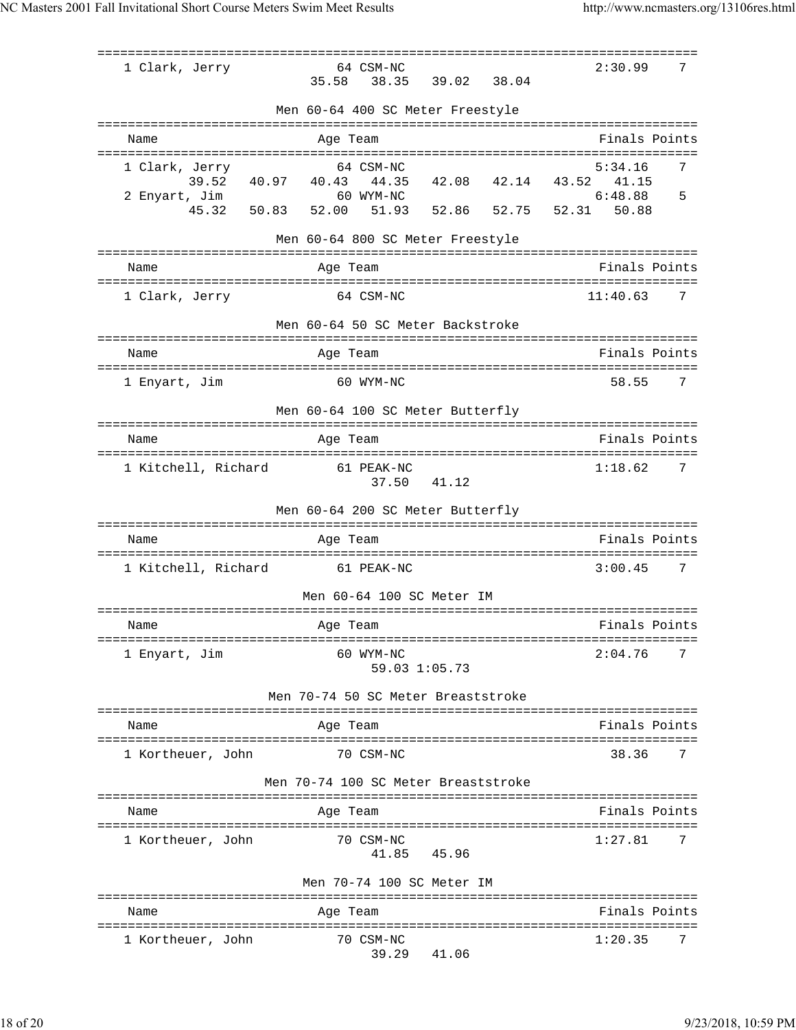```
===============================================================================
  1 Clark, Jerry             64 CSM-NC                               2:30.99    7
                       35.58   38.35   39.02   38.04
```

### Men 60-64 400 SC Meter Freestyle

```
===============================================================================
   Name                    Age Team                                Finals Points
===============================================================================
  1 Clark, Jerry             64 CSM-NC                               5:34.16    7
         39.52   40.97   40.43   44.35   42.08   42.14   43.52   41.15
  2 Enyart, Jim              60 WYM-NC                               6:48.88    5
         45.32   50.83   52.00   51.93   52.86   52.75   52.31   50.88
```

### Men 60-64 800 SC Meter Freestyle

```
===============================================================================
   Name                    Age Team                                Finals Points
===============================================================================
  1 Clark, Jerry             64 CSM-NC                              11:40.63    7
```

### Men 60-64 50 SC Meter Backstroke

```
===============================================================================
   Name                    Age Team                                Finals Points
===============================================================================
  1 Enyart, Jim              60 WYM-NC                                 58.55    7
```

### Men 60-64 100 SC Meter Butterfly

```
===============================================================================
   Name                    Age Team                                Finals Points
===============================================================================
  1 Kitchell, Richard        61 PEAK-NC                              1:18.62    7
                               37.50   41.12
```

### Men 60-64 200 SC Meter Butterfly

```
===============================================================================
   Name                    Age Team                                Finals Points
===============================================================================
  1 Kitchell, Richard        61 PEAK-NC                              3:00.45    7
```

### Men 60-64 100 SC Meter IM

```
===============================================================================
   Name                    Age Team                                Finals Points
===============================================================================
  1 Enyart, Jim              60 WYM-NC                               2:04.76    7
                               59.03 1:05.73
```

### Men 70-74 50 SC Meter Breaststroke

```
===============================================================================
   Name                    Age Team                                Finals Points
===============================================================================
  1 Kortheuer, John          70 CSM-NC                                 38.36    7
```

### Men 70-74 100 SC Meter Breaststroke

```
===============================================================================
   Name                    Age Team                                Finals Points
===============================================================================
  1 Kortheuer, John          70 CSM-NC                               1:27.81    7
                               41.85   45.96
```

### Men 70-74 100 SC Meter IM

```
===============================================================================
   Name                    Age Team                                Finals Points
===============================================================================
  1 Kortheuer, John          70 CSM-NC                               1:20.35    7
                               39.29   41.06
```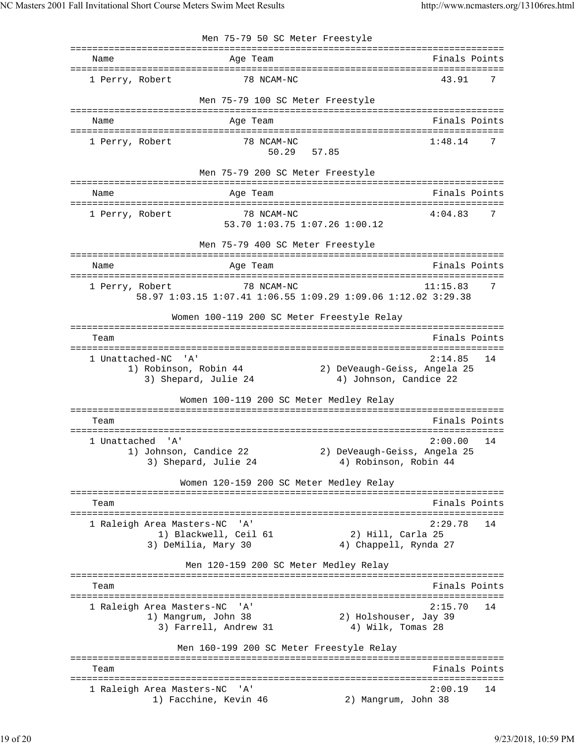## Men 75-79 50 SC Meter Freestyle

| Name | Age | Team | Finals | Points |
|---|---|---|---|---|
| 1 Perry, Robert | 78 | NCAM-NC | 43.91 | 7 |

## Men 75-79 100 SC Meter Freestyle

| Name | Age | Team | Finals | Points |
|---|---|---|---|---|
| 1 Perry, Robert | 78 | NCAM-NC | 1:48.14 | 7 |
| | | 50.29 57.85 | | |

## Men 75-79 200 SC Meter Freestyle

| Name | Age | Team | Finals | Points |
|---|---|---|---|---|
| 1 Perry, Robert | 78 | NCAM-NC | 4:04.83 | 7 |
| | | 53.70 1:03.75 1:07.26 1:00.12 | | |

## Men 75-79 400 SC Meter Freestyle

| Name | Age | Team | Finals | Points |
|---|---|---|---|---|
| 1 Perry, Robert | 78 | NCAM-NC | 11:15.83 | 7 |
| 58.97 1:03.15 1:07.41 1:06.55 1:09.29 1:09.06 1:12.02 3:29.38 | | | | |

## Women 100-119 200 SC Meter Freestyle Relay

| Team | Finals | Points |
|---|---|---|
| 1 Unattached-NC 'A' | 2:14.85 | 14 |
| 1) Robinson, Robin 44; 2) DeVeaugh-Geiss, Angela 25; 3) Shepard, Julie 24; 4) Johnson, Candice 22 | | |

## Women 100-119 200 SC Meter Medley Relay

| Team | Finals | Points |
|---|---|---|
| 1 Unattached 'A' | 2:00.00 | 14 |
| 1) Johnson, Candice 22; 2) DeVeaugh-Geiss, Angela 25; 3) Shepard, Julie 24; 4) Robinson, Robin 44 | | |

## Women 120-159 200 SC Meter Medley Relay

| Team | Finals | Points |
|---|---|---|
| 1 Raleigh Area Masters-NC 'A' | 2:29.78 | 14 |
| 1) Blackwell, Ceil 61; 2) Hill, Carla 25; 3) DeMilia, Mary 30; 4) Chappell, Rynda 27 | | |

## Men 120-159 200 SC Meter Medley Relay

| Team | Finals | Points |
|---|---|---|
| 1 Raleigh Area Masters-NC 'A' | 2:15.70 | 14 |
| 1) Mangrum, John 38; 2) Holshouser, Jay 39; 3) Farrell, Andrew 31; 4) Wilk, Tomas 28 | | |

## Men 160-199 200 SC Meter Freestyle Relay

| Team | Finals | Points |
|---|---|---|
| 1 Raleigh Area Masters-NC 'A' | 2:00.19 | 14 |
| 1) Facchine, Kevin 46; 2) Mangrum, John 38 | | |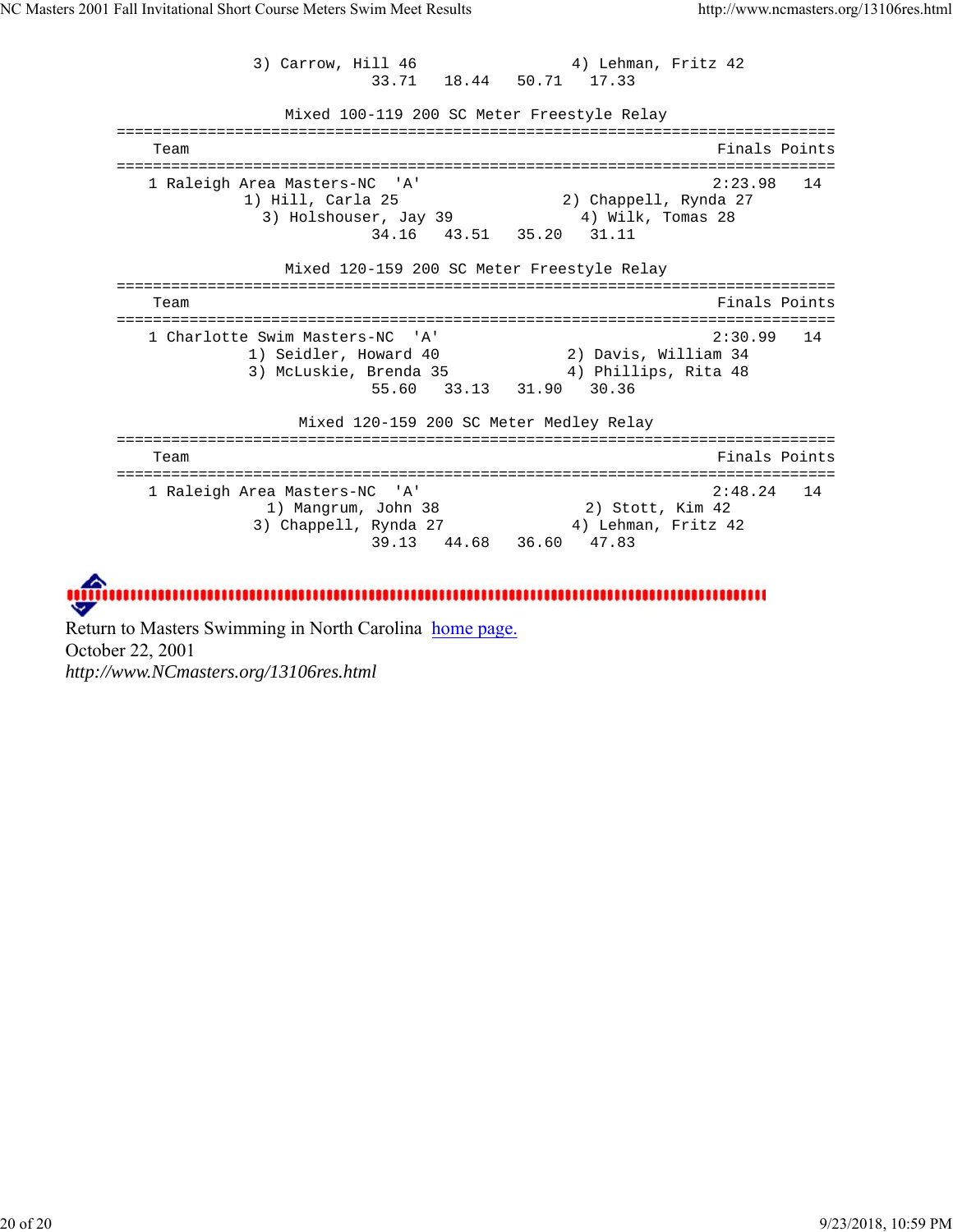```
                 3) Carrow, Hill 46                  4) Lehman, Fritz 42
                          33.71    18.44    50.71    17.33

                     Mixed 100-119 200 SC Meter Freestyle Relay
===============================================================================
    Team                                                              Finals Points
===============================================================================
   1 Raleigh Area Masters-NC  'A'                                   2:23.98    14
             1) Hill, Carla 25                    2) Chappell, Rynda 27
               3) Holshouser, Jay 39                4) Wilk, Tomas 28
                          34.16    43.51    35.20    31.11

                     Mixed 120-159 200 SC Meter Freestyle Relay
===============================================================================
    Team                                                              Finals Points
===============================================================================
   1 Charlotte Swim Masters-NC  'A'                                 2:30.99    14
              1) Seidler, Howard 40                2) Davis, William 34
              3) McLuskie, Brenda 35               4) Phillips, Rita 48
                          55.60    33.13    31.90    30.36

                      Mixed 120-159 200 SC Meter Medley Relay
===============================================================================
    Team                                                              Finals Points
===============================================================================
   1 Raleigh Area Masters-NC  'A'                                   2:48.24    14
                1) Mangrum, John 38                   2) Stott, Kim 42
               3) Chappell, Rynda 27                4) Lehman, Fritz 42
                          39.13    44.68    36.60    47.83
```

Return to Masters Swimming in North Carolina home page.
October 22, 2001
*http://www.NCmasters.org/13106res.html*